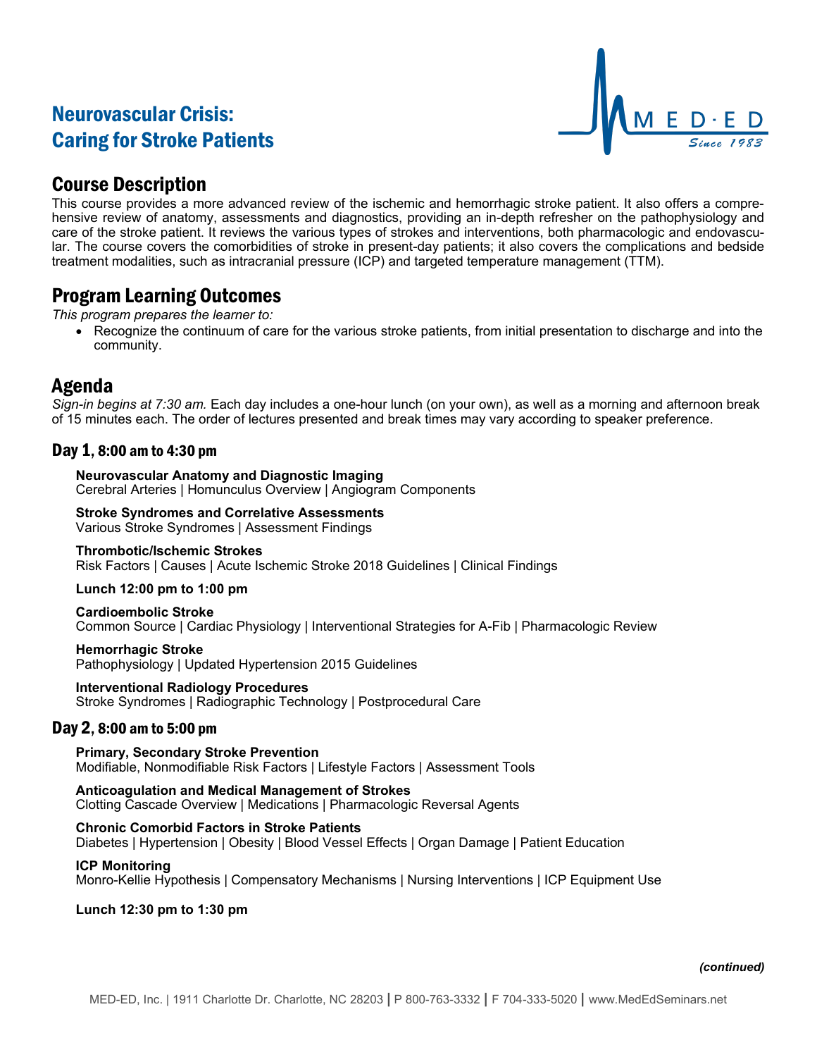# Neurovascular Crisis: Caring for Stroke Patients

## Course Description

This course provides a more advanced review of the ischemic and hemorrhagic stroke patient. It also offers a comprehensive review of anatomy, assessments and diagnostics, providing an in-depth refresher on the pathophysiology and care of the stroke patient. It reviews the various types of strokes and interventions, both pharmacologic and endovascular. The course covers the comorbidities of stroke in present-day patients; it also covers the complications and bedside treatment modalities, such as intracranial pressure (ICP) and targeted temperature management (TTM).

## Program Learning Outcomes

*This program prepares the learner to:*

- Recognize the continuum of care for the various stroke patients, from initial presentation to discharge and into the community.

## Agenda

*Sign-in begins at 7:30 am.* Each day includes a one-hour lunch (on your own), as well as a morning and afternoon break of 15 minutes each. The order of lectures presented and break times may vary according to speaker preference.

### Day 1, 8:00 am to 4:30 pm

**Neurovascular Anatomy and Diagnostic Imaging**
Cerebral Arteries | Homunculus Overview | Angiogram Components

**Stroke Syndromes and Correlative Assessments**
Various Stroke Syndromes | Assessment Findings

**Thrombotic/Ischemic Strokes**
Risk Factors | Causes | Acute Ischemic Stroke 2018 Guidelines | Clinical Findings

**Lunch 12:00 pm to 1:00 pm**

**Cardioembolic Stroke**
Common Source | Cardiac Physiology | Interventional Strategies for A-Fib | Pharmacologic Review

**Hemorrhagic Stroke**
Pathophysiology | Updated Hypertension 2015 Guidelines

**Interventional Radiology Procedures**
Stroke Syndromes | Radiographic Technology | Postprocedural Care

### Day 2, 8:00 am to 5:00 pm

**Primary, Secondary Stroke Prevention**
Modifiable, Nonmodifiable Risk Factors | Lifestyle Factors | Assessment Tools

**Anticoagulation and Medical Management of Strokes**
Clotting Cascade Overview | Medications | Pharmacologic Reversal Agents

**Chronic Comorbid Factors in Stroke Patients**
Diabetes | Hypertension | Obesity | Blood Vessel Effects | Organ Damage | Patient Education

**ICP Monitoring**
Monro-Kellie Hypothesis | Compensatory Mechanisms | Nursing Interventions | ICP Equipment Use

**Lunch 12:30 pm to 1:30 pm**

***(continued)***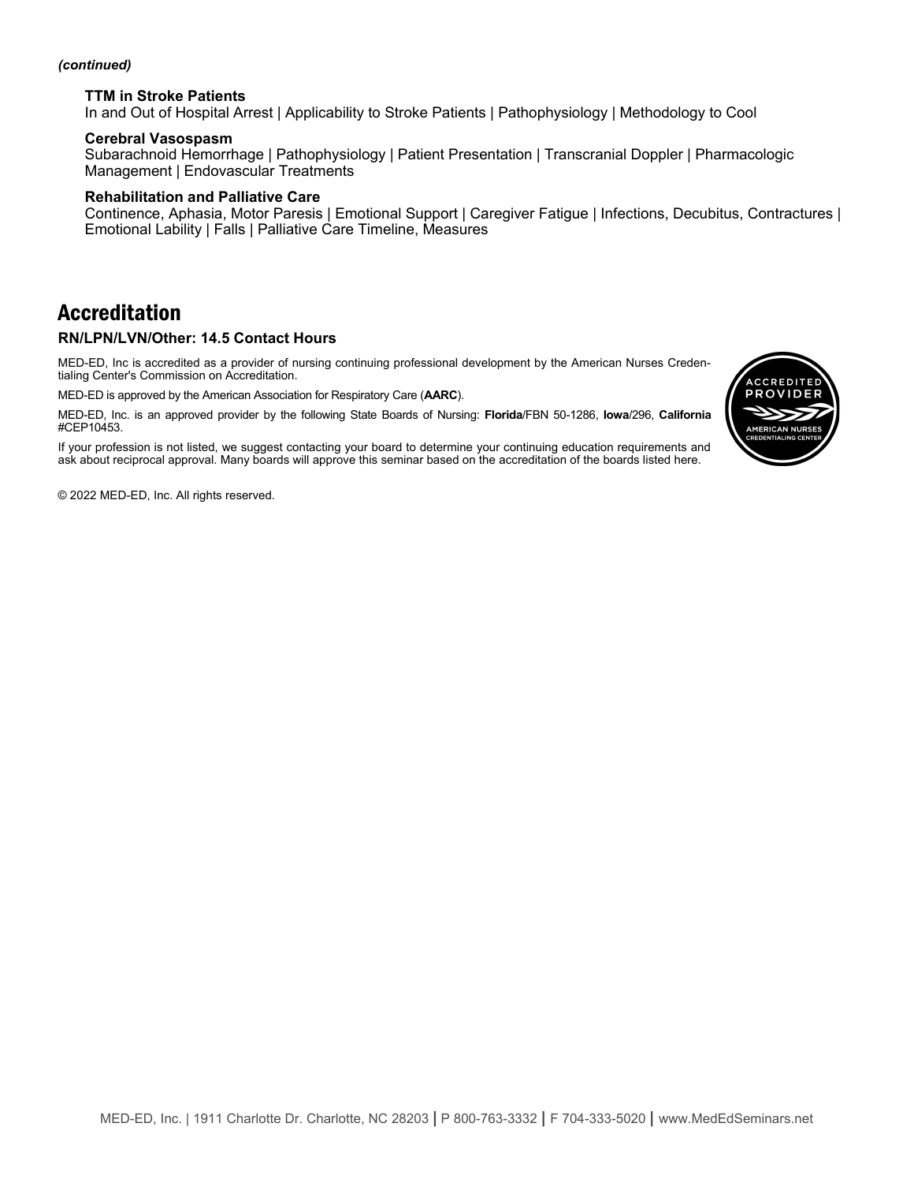*(continued)*

**TTM in Stroke Patients**
In and Out of Hospital Arrest | Applicability to Stroke Patients | Pathophysiology | Methodology to Cool

**Cerebral Vasospasm**
Subarachnoid Hemorrhage | Pathophysiology | Patient Presentation | Transcranial Doppler | Pharmacologic Management | Endovascular Treatments

**Rehabilitation and Palliative Care**
Continence, Aphasia, Motor Paresis | Emotional Support | Caregiver Fatigue | Infections, Decubitus, Contractures | Emotional Lability | Falls | Palliative Care Timeline, Measures

## Accreditation

**RN/LPN/LVN/Other: 14.5 Contact Hours**

MED-ED, Inc is accredited as a provider of nursing continuing professional development by the American Nurses Credentialing Center's Commission on Accreditation.

MED-ED is approved by the American Association for Respiratory Care (**AARC**).

MED-ED, Inc. is an approved provider by the following State Boards of Nursing: **Florida**/FBN 50-1286, **Iowa**/296, **California** #CEP10453.

If your profession is not listed, we suggest contacting your board to determine your continuing education requirements and ask about reciprocal approval. Many boards will approve this seminar based on the accreditation of the boards listed here.

ACCREDITED PROVIDER
AMERICAN NURSES CREDENTIALING CENTER

© 2022 MED-ED, Inc. All rights reserved.

MED-ED, Inc. | 1911 Charlotte Dr. Charlotte, NC 28203 | P 800-763-3332 | F 704-333-5020 | www.MedEdSeminars.net